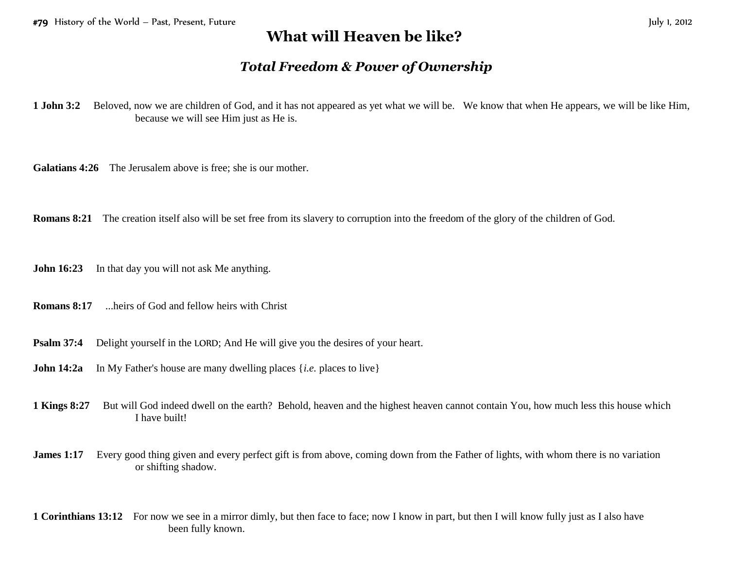# What will Heaven be like?

## *Total Freedom & Power of Ownership*

**1 John 3:2** Beloved, now we are children of God, and it has not appeared as yet what we will be. We know that when He appears, we will be like Him, because we will see Him just as He is.

**Galatians 4:26** The Jerusalem above is free; she is our mother.

**Romans 8:21** The creation itself also will be set free from its slavery to corruption into the freedom of the glory of the children of God.

**John 16:23** In that day you will not ask Me anything.

**Romans 8:17** ...heirs of God and fellow heirs with Christ

**Psalm 37:4** Delight yourself in the LORD; And He will give you the desires of your heart.

**John 14:2a** In My Father's house are many dwelling places {*i.e.* places to live}

**1 Kings 8:27** But will God indeed dwell on the earth? Behold, heaven and the highest heaven cannot contain You, how much less this house which I have built!

**James 1:17** Every good thing given and every perfect gift is from above, coming down from the Father of lights, with whom there is no variation or shifting shadow.

**1 Corinthians 13:12** For now we see in a mirror dimly, but then face to face; now I know in part, but then I will know fully just as I also have been fully known.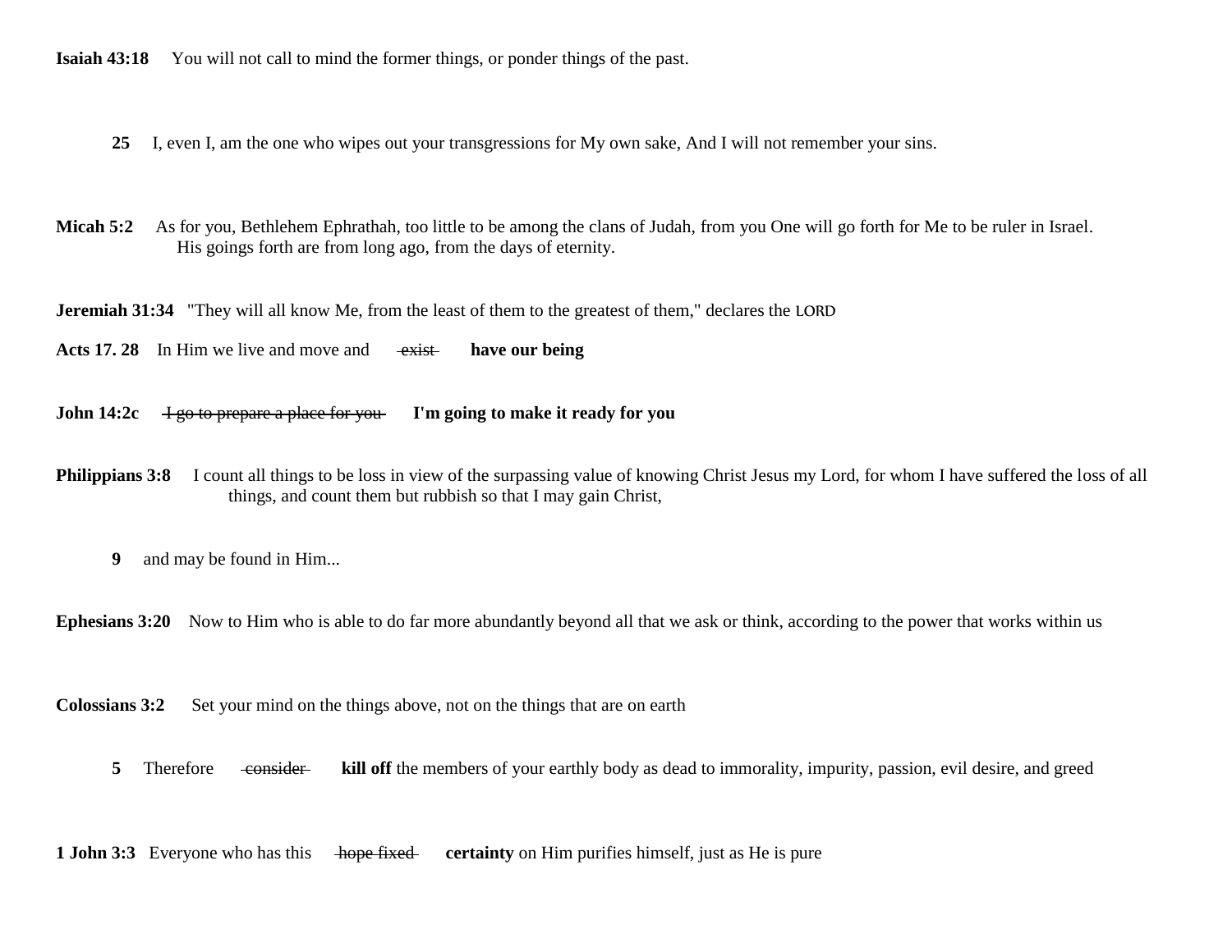**Isaiah 43:18** You will not call to mind the former things, or ponder things of the past.

**25** I, even I, am the one who wipes out your transgressions for My own sake, And I will not remember your sins.

**Micah 5:2** As for you, Bethlehem Ephrathah, too little to be among the clans of Judah, from you One will go forth for Me to be ruler in Israel. His goings forth are from long ago, from the days of eternity.

**Jeremiah 31:34** "They will all know Me, from the least of them to the greatest of them," declares the LORD

**Acts 17. 28** In Him we live and move and ~~exist~~ **have our being**

**John 14:2c** ~~I go to prepare a place for you~~ **I'm going to make it ready for you**

**Philippians 3:8** I count all things to be loss in view of the surpassing value of knowing Christ Jesus my Lord, for whom I have suffered the loss of all things, and count them but rubbish so that I may gain Christ,

**9** and may be found in Him...

**Ephesians 3:20** Now to Him who is able to do far more abundantly beyond all that we ask or think, according to the power that works within us

**Colossians 3:2** Set your mind on the things above, not on the things that are on earth

**5** Therefore ~~consider~~ **kill off** the members of your earthly body as dead to immorality, impurity, passion, evil desire, and greed

**1 John 3:3** Everyone who has this ~~hope fixed~~ **certainty** on Him purifies himself, just as He is pure